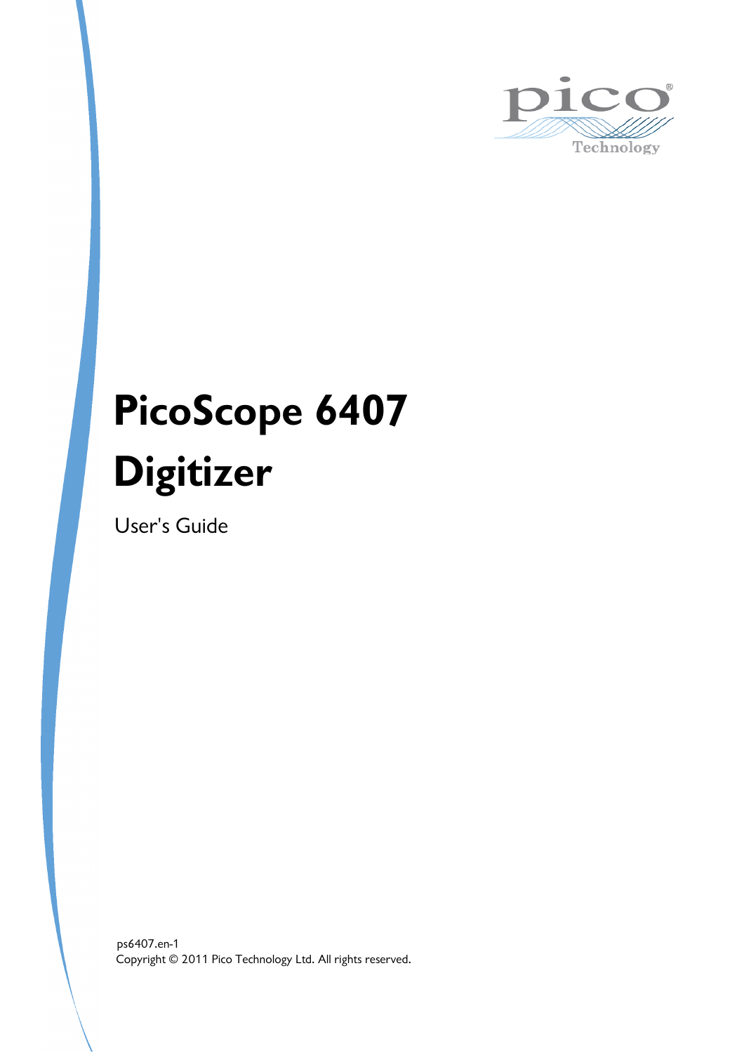# PicoScope 6407 Digitizer

User's Guide

ps6407.en-1

Copyright © 2011 Pico Technology Ltd. All rights reserved.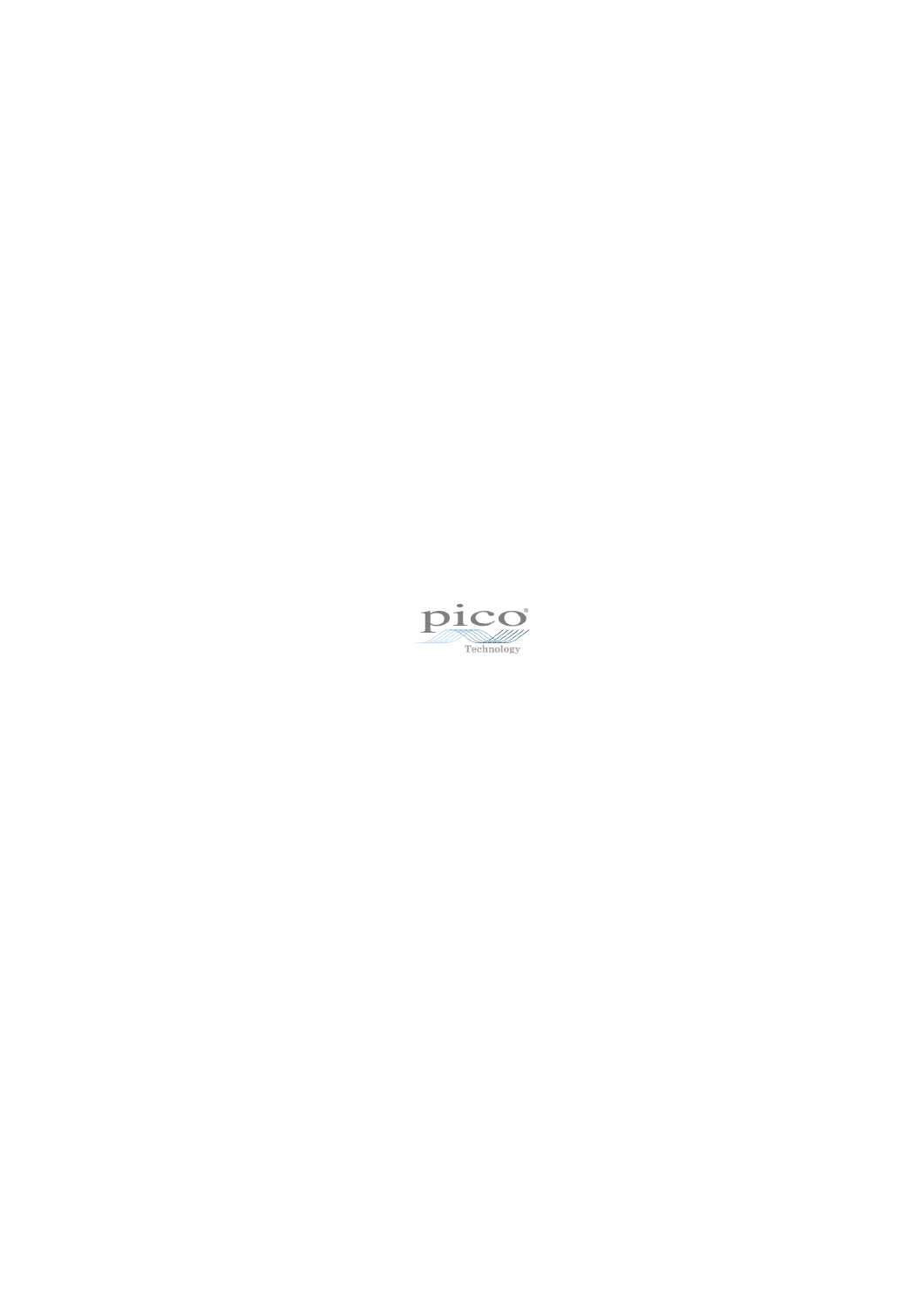pico

Technology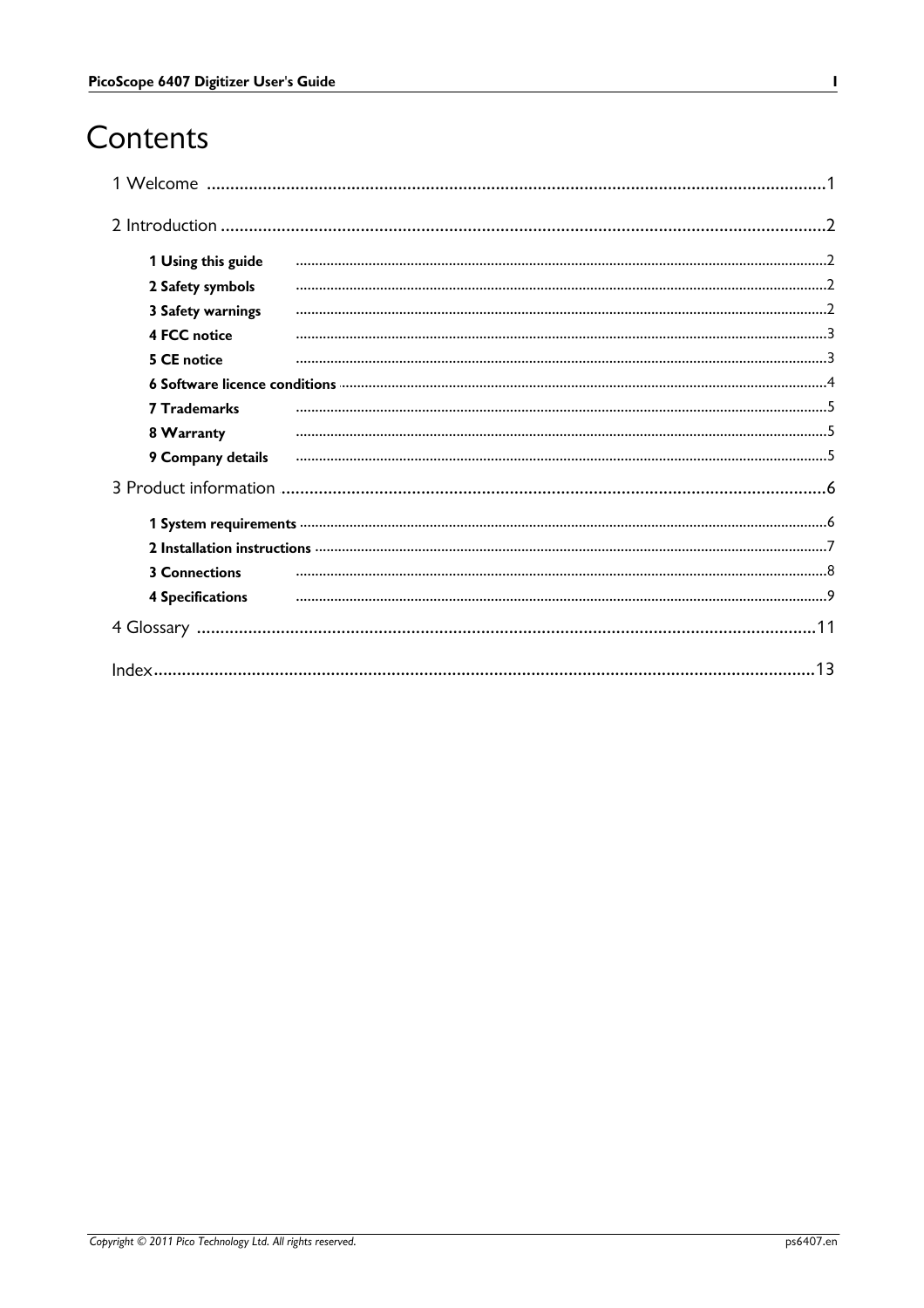# Contents

1 Welcome ........................................................................................................................................1

2 Introduction ....................................................................................................................................2

- 1 Using this guide ..........................................................................................................................2
- 2 Safety symbols ..........................................................................................................................2
- 3 Safety warnings ..........................................................................................................................2
- 4 FCC notice ..........................................................................................................................3
- 5 CE notice ..........................................................................................................................3
- 6 Software licence conditions ..........................................................................................................................4
- 7 Trademarks ..........................................................................................................................5
- 8 Warranty ..........................................................................................................................5
- 9 Company details ..........................................................................................................................5

3 Product information ........................................................................................................................6

- 1 System requirements ..........................................................................................................................6
- 2 Installation instructions ..........................................................................................................................7
- 3 Connections ..........................................................................................................................8
- 4 Specifications ..........................................................................................................................9

4 Glossary ........................................................................................................................................11

Index ................................................................................................................................................13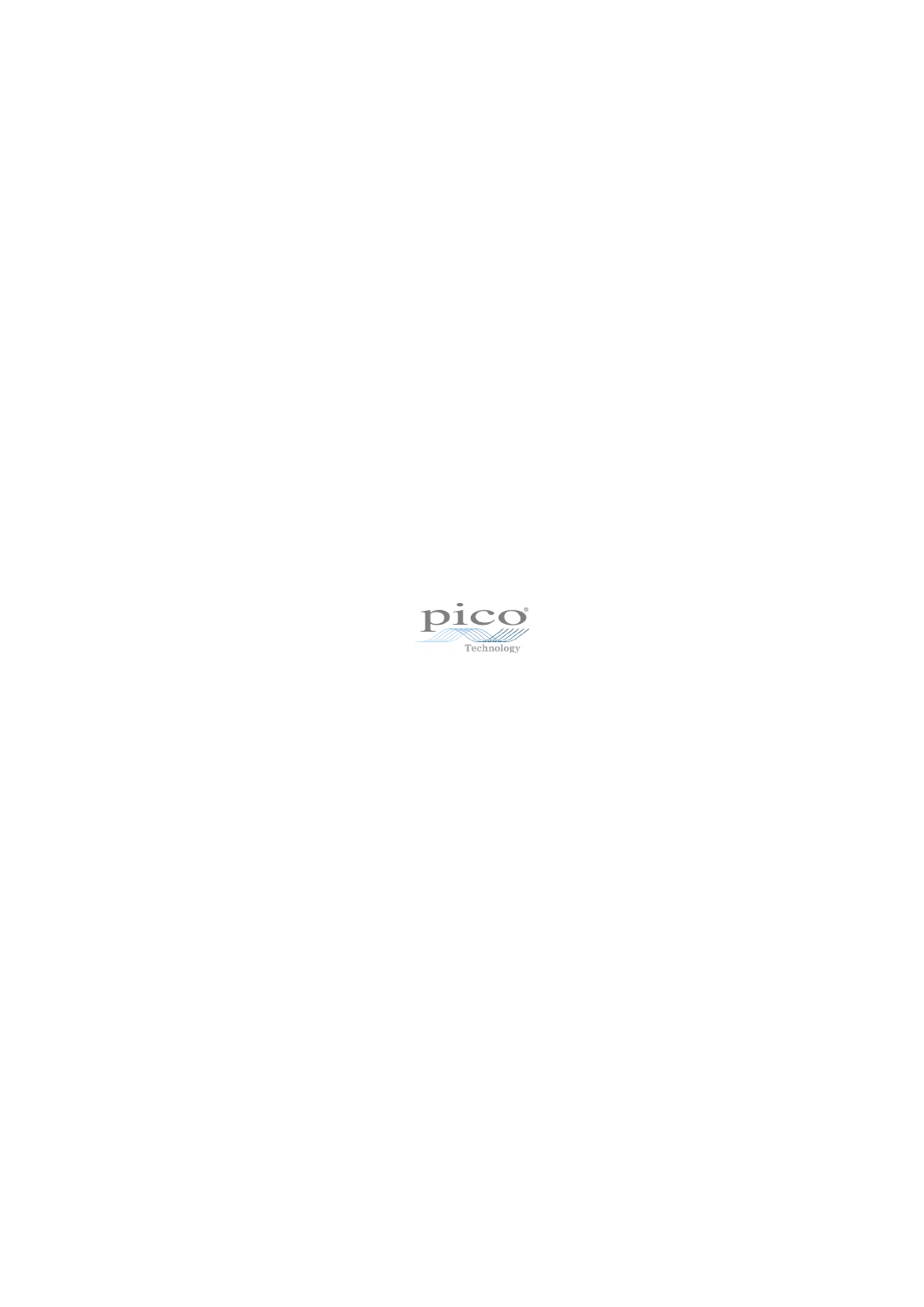pico

Technology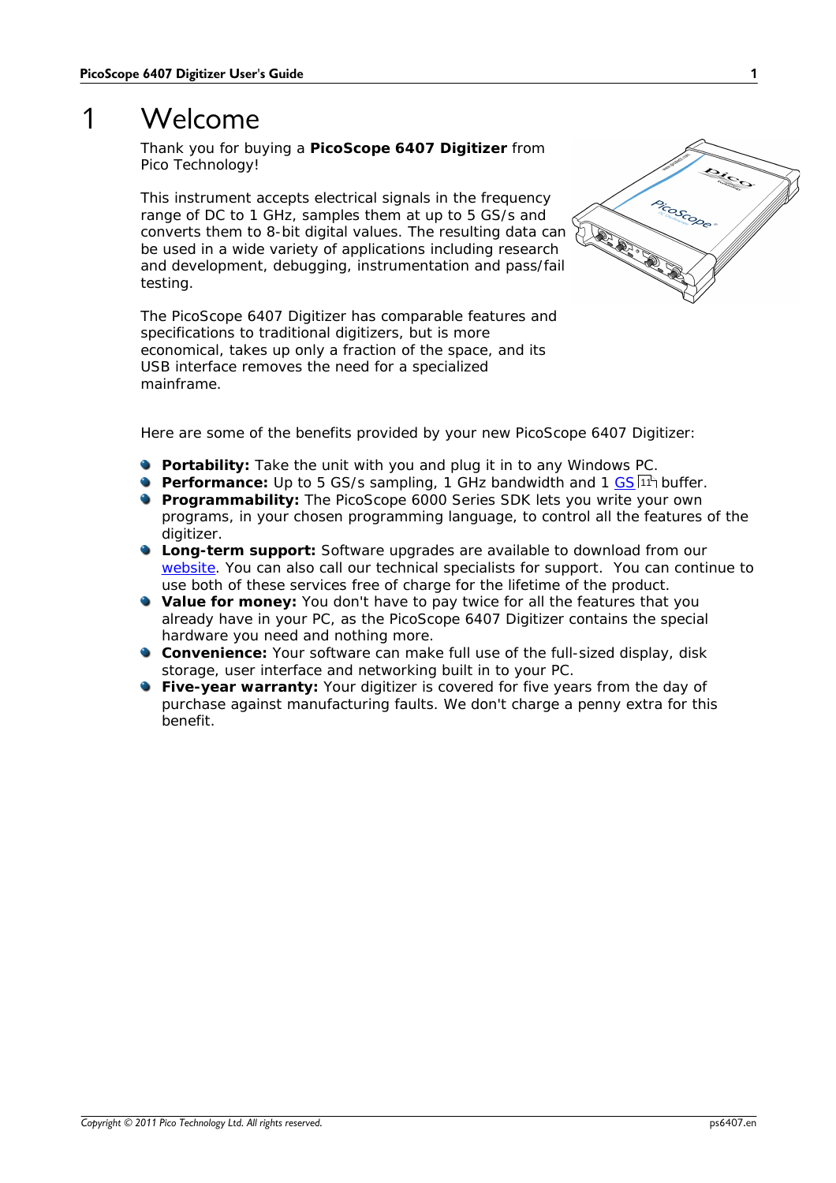# 1 Welcome

Thank you for buying a **PicoScope 6407 Digitizer** from Pico Technology!

This instrument accepts electrical signals in the frequency range of DC to 1 GHz, samples them at up to 5 GS/s and converts them to 8-bit digital values. The resulting data can be used in a wide variety of applications including research and development, debugging, instrumentation and pass/fail testing.

The PicoScope 6407 Digitizer has comparable features and specifications to traditional digitizers, but is more economical, takes up only a fraction of the space, and its USB interface removes the need for a specialized mainframe.

Here are some of the benefits provided by your new PicoScope 6407 Digitizer:

- **Portability:** Take the unit with you and plug it in to any Windows PC.
- **Performance:** Up to 5 GS/s sampling, 1 GHz bandwidth and 1 GS 11 buffer.
- **Programmability:** The PicoScope 6000 Series SDK lets you write your own programs, in your chosen programming language, to control all the features of the digitizer.
- **Long-term support:** Software upgrades are available to download from our website. You can also call our technical specialists for support. You can continue to use both of these services free of charge for the lifetime of the product.
- **Value for money:** You don't have to pay twice for all the features that you already have in your PC, as the PicoScope 6407 Digitizer contains the special hardware you need and nothing more.
- **Convenience:** Your software can make full use of the full-sized display, disk storage, user interface and networking built in to your PC.
- **Five-year warranty:** Your digitizer is covered for five years from the day of purchase against manufacturing faults. We don't charge a penny extra for this benefit.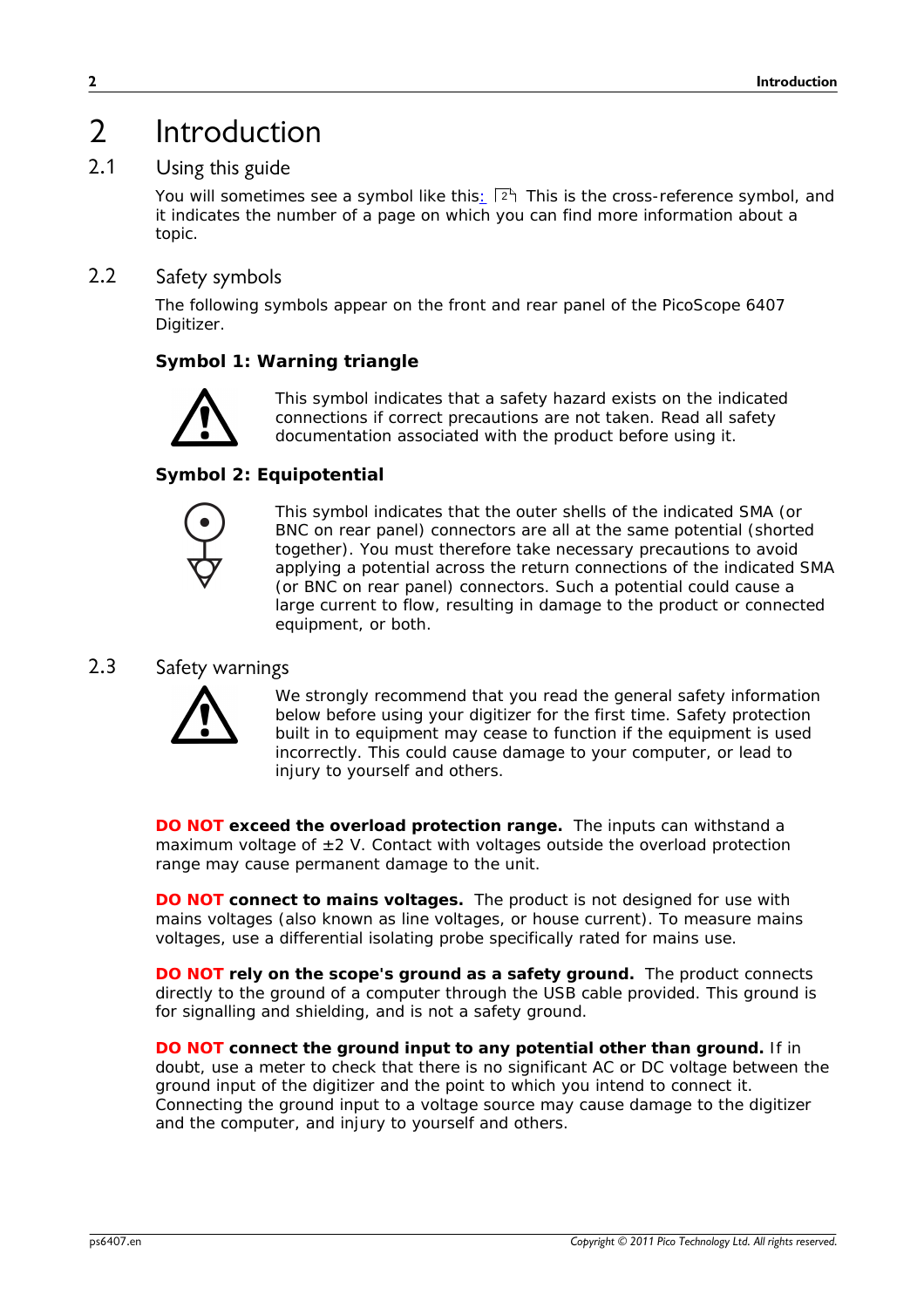# 2 Introduction

## 2.1 Using this guide

You will sometimes see a symbol like this: 2 This is the cross-reference symbol, and it indicates the number of a page on which you can find more information about a topic.

## 2.2 Safety symbols

The following symbols appear on the front and rear panel of the PicoScope 6407 Digitizer.

**Symbol 1: Warning triangle**

This symbol indicates that a safety hazard exists on the indicated connections if correct precautions are not taken. Read all safety documentation associated with the product before using it.

**Symbol 2: Equipotential**

This symbol indicates that the outer shells of the indicated SMA (or BNC on rear panel) connectors are all at the same potential (shorted together). You must therefore take necessary precautions to avoid applying a potential across the return connections of the indicated SMA (or BNC on rear panel) connectors. Such a potential could cause a large current to flow, resulting in damage to the product or connected equipment, or both.

## 2.3 Safety warnings

We strongly recommend that you read the general safety information below before using your digitizer for the first time. Safety protection built in to equipment may cease to function if the equipment is used incorrectly. This could cause damage to your computer, or lead to injury to yourself and others.

**DO NOT exceed the overload protection range.** The inputs can withstand a maximum voltage of ±2 V. Contact with voltages outside the overload protection range may cause permanent damage to the unit.

**DO NOT connect to mains voltages.** The product is not designed for use with mains voltages (also known as line voltages, or house current). To measure mains voltages, use a differential isolating probe specifically rated for mains use.

**DO NOT rely on the scope's ground as a safety ground.** The product connects directly to the ground of a computer through the USB cable provided. This ground is for signalling and shielding, and is not a safety ground.

**DO NOT connect the ground input to any potential other than ground.** If in doubt, use a meter to check that there is no significant AC or DC voltage between the ground input of the digitizer and the point to which you intend to connect it. Connecting the ground input to a voltage source may cause damage to the digitizer and the computer, and injury to yourself and others.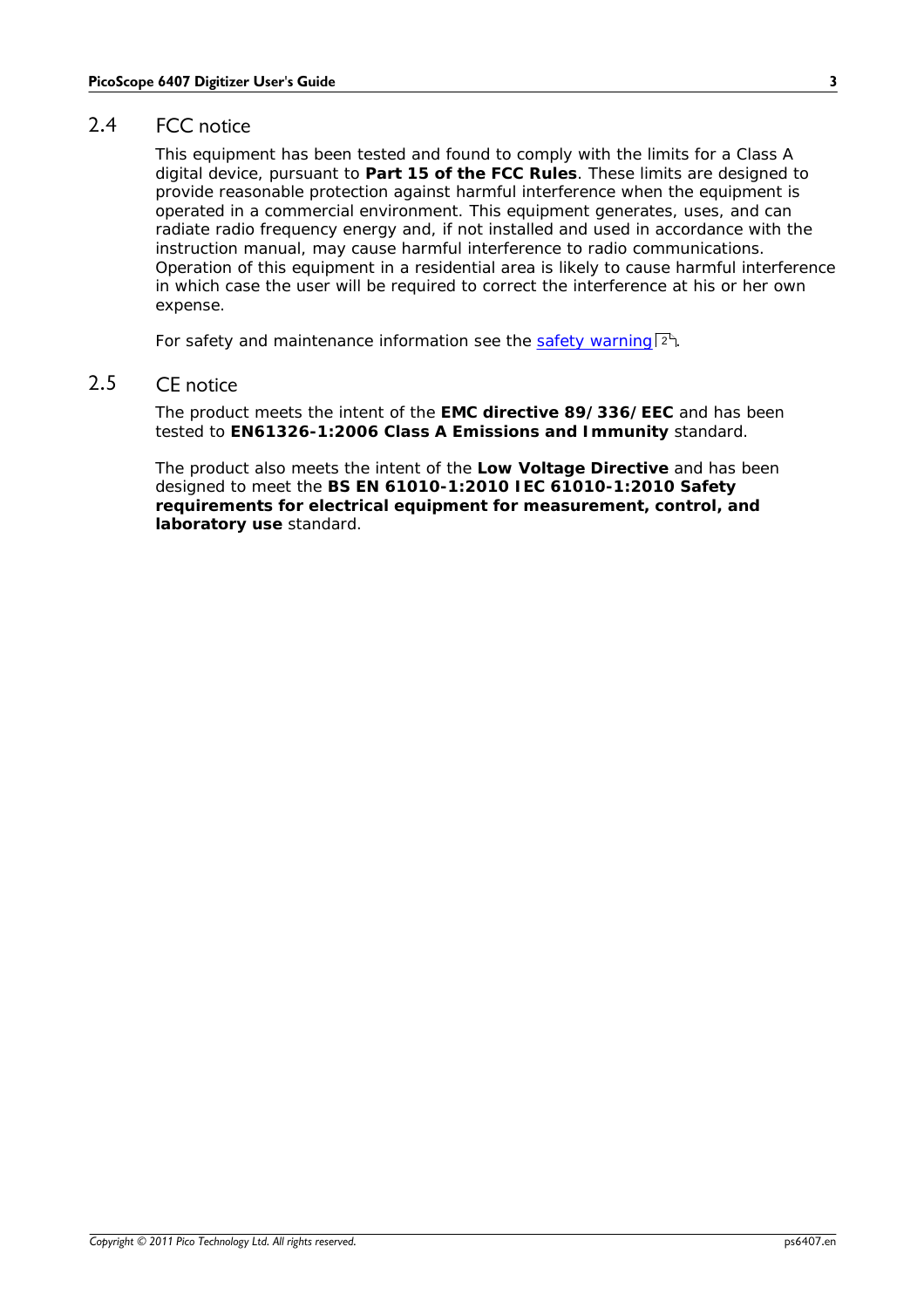## 2.4 FCC notice

This equipment has been tested and found to comply with the limits for a Class A digital device, pursuant to **Part 15 of the FCC Rules**. These limits are designed to provide reasonable protection against harmful interference when the equipment is operated in a commercial environment. This equipment generates, uses, and can radiate radio frequency energy and, if not installed and used in accordance with the instruction manual, may cause harmful interference to radio communications. Operation of this equipment in a residential area is likely to cause harmful interference in which case the user will be required to correct the interference at his or her own expense.

For safety and maintenance information see the safety warning [2].

## 2.5 CE notice

The product meets the intent of the **EMC directive 89/336/EEC** and has been tested to **EN61326-1:2006 Class A Emissions and Immunity** standard.

The product also meets the intent of the **Low Voltage Directive** and has been designed to meet the **BS EN 61010-1:2010 IEC 61010-1:2010 Safety requirements for electrical equipment for measurement, control, and laboratory use** standard.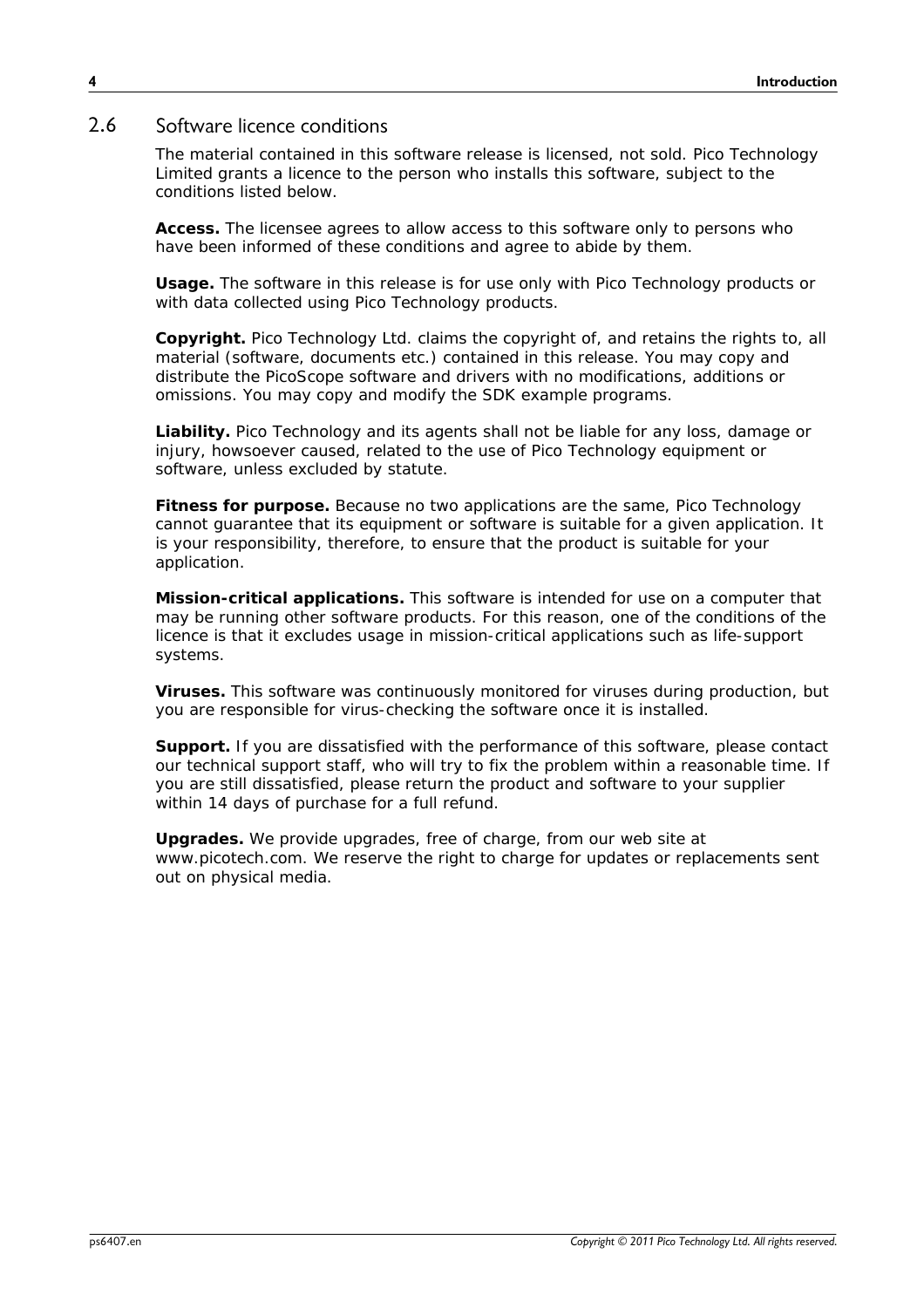## 2.6 Software licence conditions

The material contained in this software release is licensed, not sold. Pico Technology Limited grants a licence to the person who installs this software, subject to the conditions listed below.

**Access.** The licensee agrees to allow access to this software only to persons who have been informed of these conditions and agree to abide by them.

**Usage.** The software in this release is for use only with Pico Technology products or with data collected using Pico Technology products.

**Copyright.** Pico Technology Ltd. claims the copyright of, and retains the rights to, all material (software, documents etc.) contained in this release. You may copy and distribute the PicoScope software and drivers with no modifications, additions or omissions. You may copy and modify the SDK example programs.

**Liability.** Pico Technology and its agents shall not be liable for any loss, damage or injury, howsoever caused, related to the use of Pico Technology equipment or software, unless excluded by statute.

**Fitness for purpose.** Because no two applications are the same, Pico Technology cannot guarantee that its equipment or software is suitable for a given application. It is your responsibility, therefore, to ensure that the product is suitable for your application.

**Mission-critical applications.** This software is intended for use on a computer that may be running other software products. For this reason, one of the conditions of the licence is that it excludes usage in mission-critical applications such as life-support systems.

**Viruses.** This software was continuously monitored for viruses during production, but you are responsible for virus-checking the software once it is installed.

**Support.** If you are dissatisfied with the performance of this software, please contact our technical support staff, who will try to fix the problem within a reasonable time. If you are still dissatisfied, please return the product and software to your supplier within 14 days of purchase for a full refund.

**Upgrades.** We provide upgrades, free of charge, from our web site at www.picotech.com. We reserve the right to charge for updates or replacements sent out on physical media.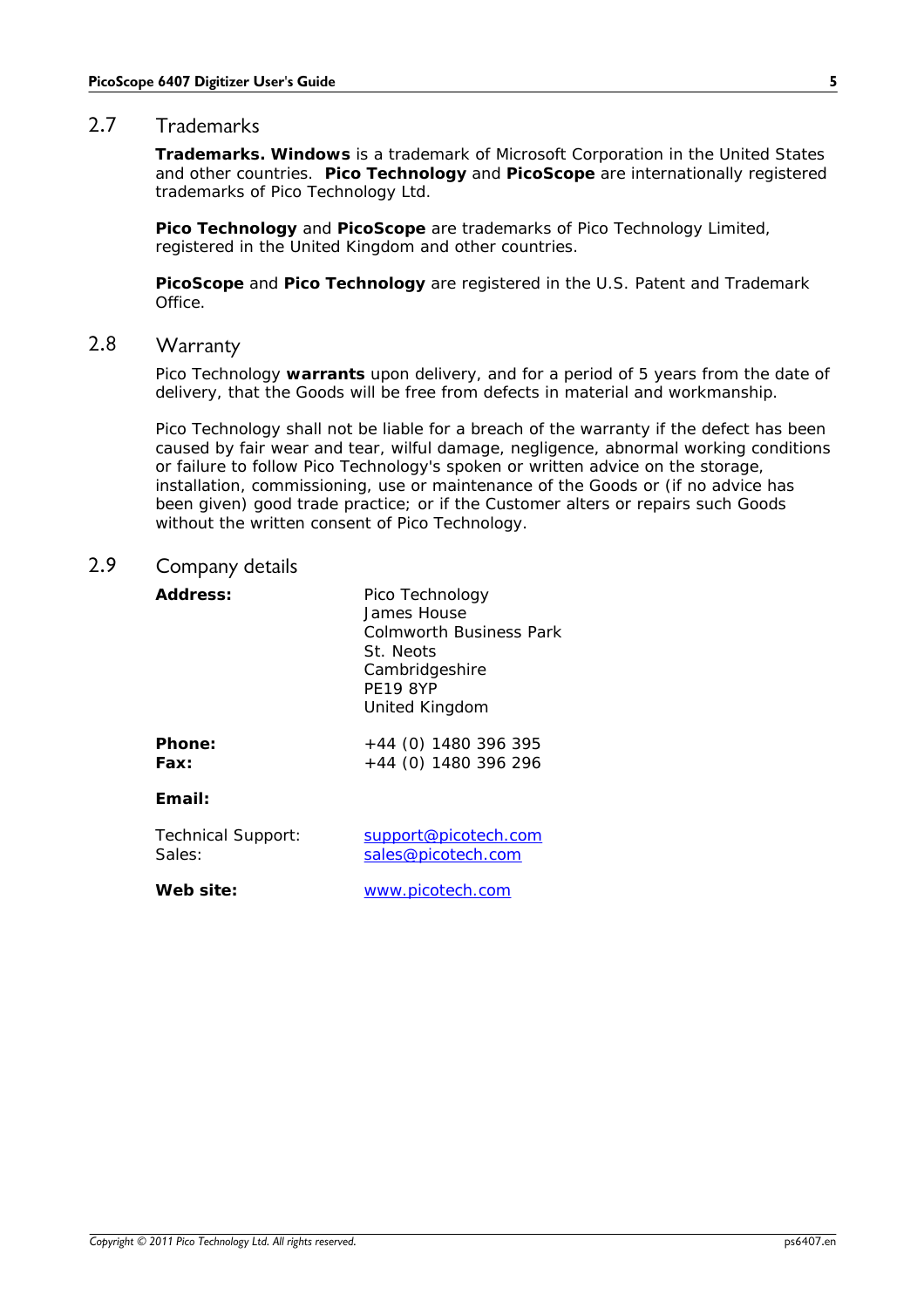## 2.7 Trademarks

**Trademarks. Windows** is a trademark of Microsoft Corporation in the United States and other countries. **Pico Technology** and **PicoScope** are internationally registered trademarks of Pico Technology Ltd.

**Pico Technology** and **PicoScope** are trademarks of Pico Technology Limited, registered in the United Kingdom and other countries.

**PicoScope** and **Pico Technology** are registered in the U.S. Patent and Trademark Office.

## 2.8 Warranty

Pico Technology **warrants** upon delivery, and for a period of 5 years from the date of delivery, that the Goods will be free from defects in material and workmanship.

Pico Technology shall not be liable for a breach of the warranty if the defect has been caused by fair wear and tear, wilful damage, negligence, abnormal working conditions or failure to follow Pico Technology's spoken or written advice on the storage, installation, commissioning, use or maintenance of the Goods or (if no advice has been given) good trade practice; or if the Customer alters or repairs such Goods without the written consent of Pico Technology.

## 2.9 Company details

**Address:**

Pico Technology
James House
Colmworth Business Park
St. Neots
Cambridgeshire
PE19 8YP
United Kingdom

**Phone:** +44 (0) 1480 396 395
**Fax:** +44 (0) 1480 396 296

**Email:**

Technical Support: support@picotech.com
Sales: sales@picotech.com

**Web site:** www.picotech.com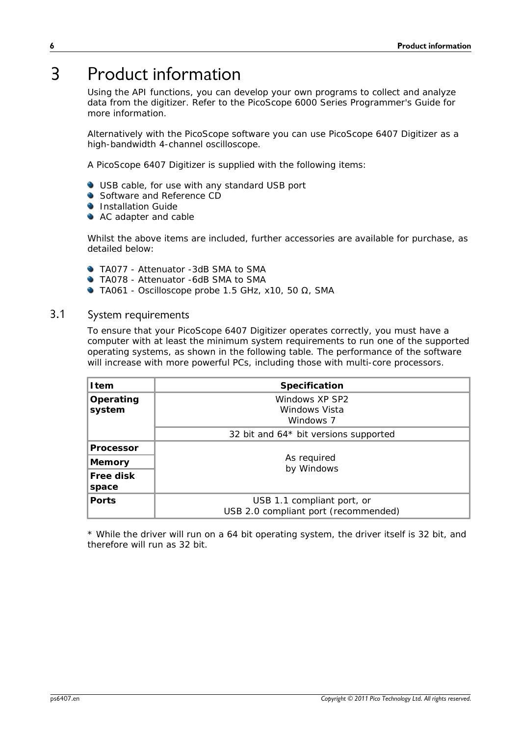# 3 Product information

Using the API functions, you can develop your own programs to collect and analyze data from the digitizer. Refer to the PicoScope 6000 Series Programmer's Guide for more information.

Alternatively with the PicoScope software you can use PicoScope 6407 Digitizer as a high-bandwidth 4-channel oscilloscope.

A PicoScope 6407 Digitizer is supplied with the following items:

- USB cable, for use with any standard USB port
- Software and Reference CD
- Installation Guide
- AC adapter and cable

Whilst the above items are included, further accessories are available for purchase, as detailed below:

- TA077 - Attenuator -3dB SMA to SMA
- TA078 - Attenuator -6dB SMA to SMA
- TA061 - Oscilloscope probe 1.5 GHz, x10, 50 Ω, SMA

## 3.1 System requirements

To ensure that your PicoScope 6407 Digitizer operates correctly, you must have a computer with at least the minimum system requirements to run one of the supported operating systems, as shown in the following table. The performance of the software will increase with more powerful PCs, including those with multi-core processors.

| Item | Specification |
|---|---|
| **Operating system** | Windows XP SP2<br>Windows Vista<br>Windows 7 |
| | 32 bit and 64* bit versions supported |
| **Processor** | As required by Windows |
| **Memory** | |
| **Free disk space** | |
| **Ports** | USB 1.1 compliant port, or<br>USB 2.0 compliant port (recommended) |

* While the driver will run on a 64 bit operating system, the driver itself is 32 bit, and therefore will run as 32 bit.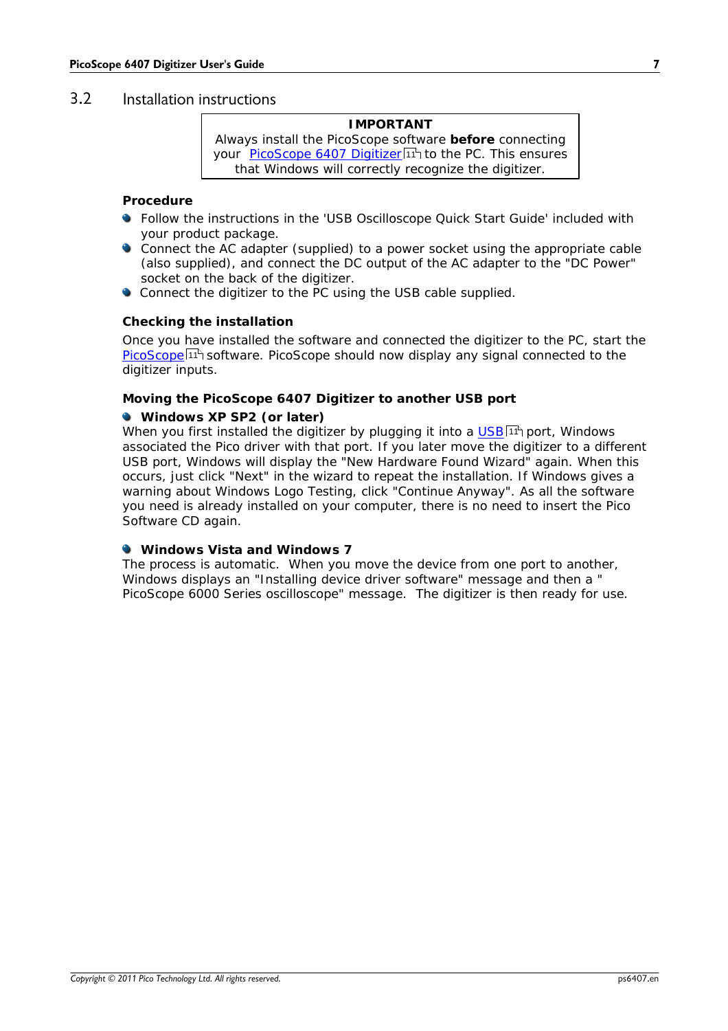## 3.2 Installation instructions

| **IMPORTANT** |
|---|
| Always install the PicoScope software **before** connecting your PicoScope 6407 Digitizer 11 to the PC. This ensures that Windows will correctly recognize the digitizer. |

**Procedure**

- Follow the instructions in the 'USB Oscilloscope Quick Start Guide' included with your product package.
- Connect the AC adapter (supplied) to a power socket using the appropriate cable (also supplied), and connect the DC output of the AC adapter to the "DC Power" socket on the back of the digitizer.
- Connect the digitizer to the PC using the USB cable supplied.

**Checking the installation**

Once you have installed the software and connected the digitizer to the PC, start the PicoScope 11 software. PicoScope should now display any signal connected to the digitizer inputs.

**Moving the PicoScope 6407 Digitizer to another USB port**

- **Windows XP SP2 (or later)**

When you first installed the digitizer by plugging it into a USB 11 port, Windows associated the Pico driver with that port. If you later move the digitizer to a different USB port, Windows will display the "New Hardware Found Wizard" again. When this occurs, just click "Next" in the wizard to repeat the installation. If Windows gives a warning about Windows Logo Testing, click "Continue Anyway". As all the software you need is already installed on your computer, there is no need to insert the Pico Software CD again.

- **Windows Vista and Windows 7**

The process is automatic. When you move the device from one port to another, Windows displays an "Installing device driver software" message and then a " PicoScope 6000 Series oscilloscope" message. The digitizer is then ready for use.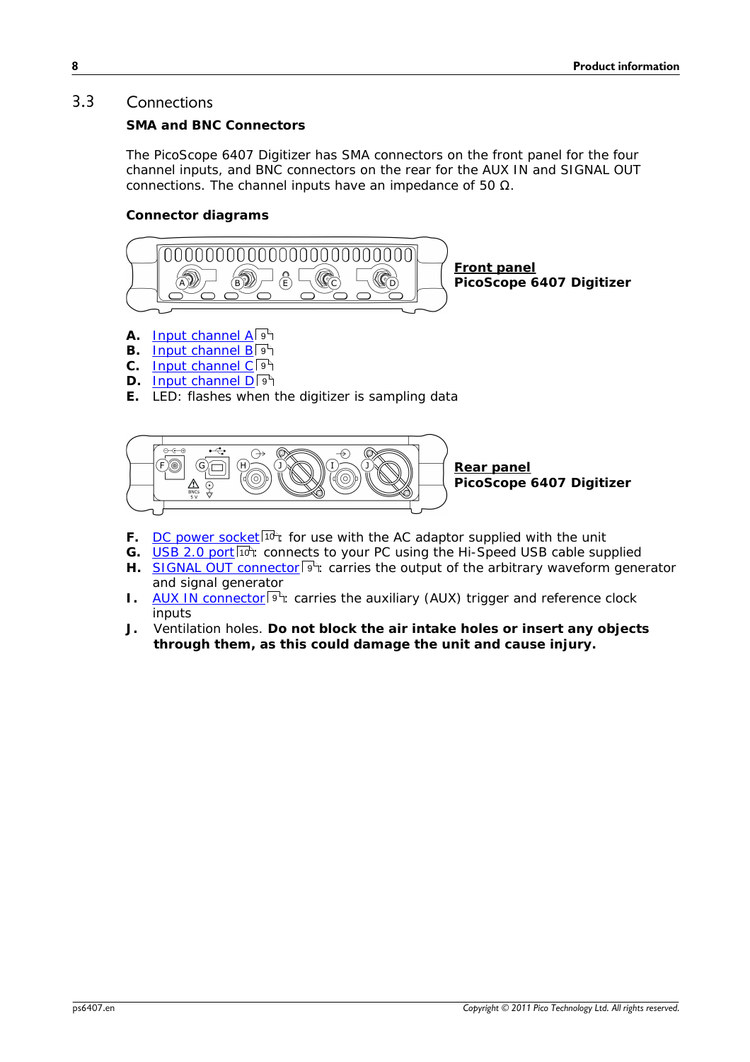## 3.3 Connections

### SMA and BNC Connectors

The PicoScope 6407 Digitizer has SMA connectors on the front panel for the four channel inputs, and BNC connectors on the rear for the AUX IN and SIGNAL OUT connections. The channel inputs have an impedance of 50 Ω.

### Connector diagrams

**Front panel**
**PicoScope 6407 Digitizer**

- **A.** Input channel A 9
- **B.** Input channel B 9
- **C.** Input channel C 9
- **D.** Input channel D 9
- **E.** LED: flashes when the digitizer is sampling data

**Rear panel**
**PicoScope 6407 Digitizer**

- **F.** DC power socket 10: for use with the AC adaptor supplied with the unit
- **G.** USB 2.0 port 10: connects to your PC using the Hi-Speed USB cable supplied
- **H.** SIGNAL OUT connector 9: carries the output of the arbitrary waveform generator and signal generator
- **I.** AUX IN connector 9: carries the auxiliary (AUX) trigger and reference clock inputs
- **J.** Ventilation holes. **Do not block the air intake holes or insert any objects through them, as this could damage the unit and cause injury.**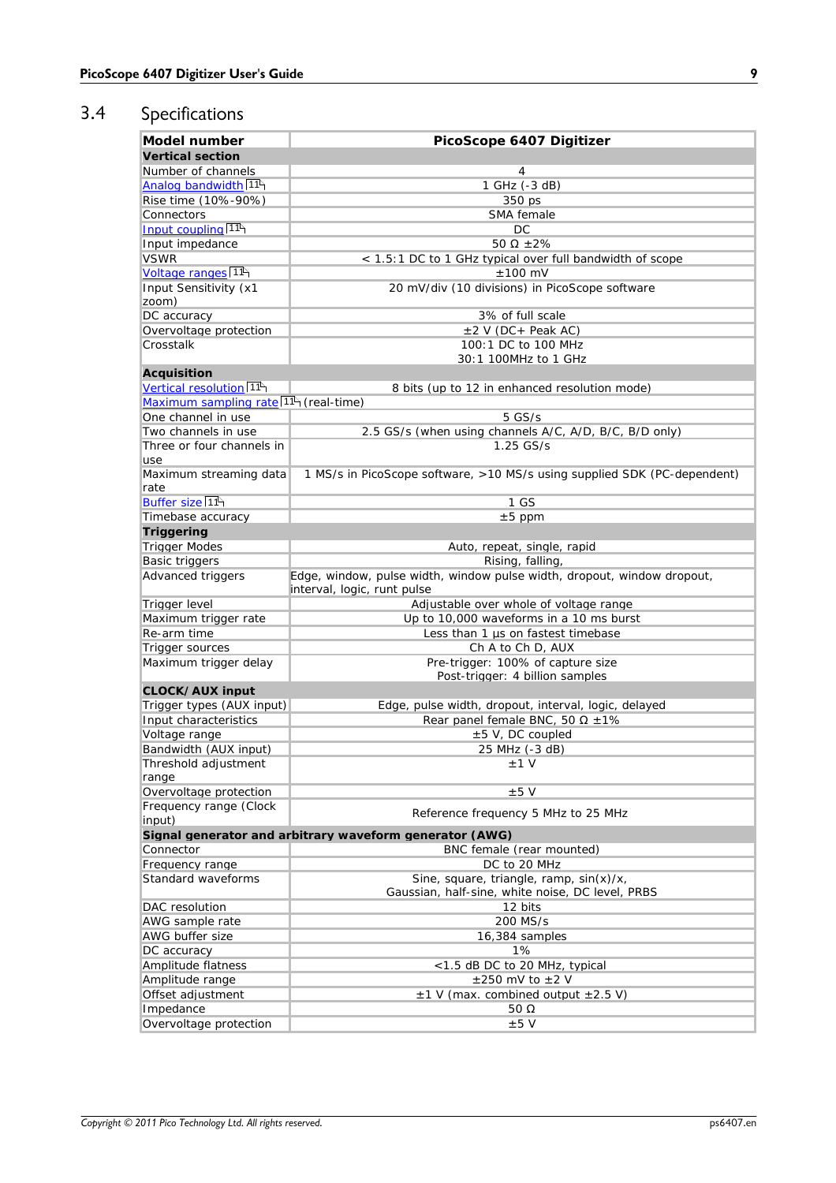## 3.4 Specifications

| Model number | PicoScope 6407 Digitizer |
|---|---|
| **Vertical section** | |
| Number of channels | 4 |
| Analog bandwidth [11] | 1 GHz (-3 dB) |
| Rise time (10%-90%) | 350 ps |
| Connectors | SMA female |
| Input coupling [11] | DC |
| Input impedance | 50 Ω ±2% |
| VSWR | < 1.5:1 DC to 1 GHz typical over full bandwidth of scope |
| Voltage ranges [11] | ±100 mV |
| Input Sensitivity (x1 zoom) | 20 mV/div (10 divisions) in PicoScope software |
| DC accuracy | 3% of full scale |
| Overvoltage protection | ±2 V (DC+ Peak AC) |
| Crosstalk | 100:1 DC to 100 MHz<br>30:1 100MHz to 1 GHz |
| **Acquisition** | |
| Vertical resolution [11] | 8 bits (up to 12 in enhanced resolution mode) |
| Maximum sampling rate [11] (real-time) | |
| One channel in use | 5 GS/s |
| Two channels in use | 2.5 GS/s (when using channels A/C, A/D, B/C, B/D only) |
| Three or four channels in use | 1.25 GS/s |
| Maximum streaming data rate | 1 MS/s in PicoScope software, >10 MS/s using supplied SDK (PC-dependent) |
| Buffer size [11] | 1 GS |
| Timebase accuracy | ±5 ppm |
| **Triggering** | |
| Trigger Modes | Auto, repeat, single, rapid |
| Basic triggers | Rising, falling, |
| Advanced triggers | Edge, window, pulse width, window pulse width, dropout, window dropout, interval, logic, runt pulse |
| Trigger level | Adjustable over whole of voltage range |
| Maximum trigger rate | Up to 10,000 waveforms in a 10 ms burst |
| Re-arm time | Less than 1 µs on fastest timebase |
| Trigger sources | Ch A to Ch D, AUX |
| Maximum trigger delay | Pre-trigger: 100% of capture size<br>Post-trigger: 4 billion samples |
| **CLOCK/AUX input** | |
| Trigger types (AUX input) | Edge, pulse width, dropout, interval, logic, delayed |
| Input characteristics | Rear panel female BNC, 50 Ω ±1% |
| Voltage range | ±5 V, DC coupled |
| Bandwidth (AUX input) | 25 MHz (-3 dB) |
| Threshold adjustment range | ±1 V |
| Overvoltage protection | ±5 V |
| Frequency range (Clock input) | Reference frequency 5 MHz to 25 MHz |
| **Signal generator and arbitrary waveform generator (AWG)** | |
| Connector | BNC female (rear mounted) |
| Frequency range | DC to 20 MHz |
| Standard waveforms | Sine, square, triangle, ramp, sin(x)/x,<br>Gaussian, half-sine, white noise, DC level, PRBS |
| DAC resolution | 12 bits |
| AWG sample rate | 200 MS/s |
| AWG buffer size | 16,384 samples |
| DC accuracy | 1% |
| Amplitude flatness | <1.5 dB DC to 20 MHz, typical |
| Amplitude range | ±250 mV to ±2 V |
| Offset adjustment | ±1 V (max. combined output ±2.5 V) |
| Impedance | 50 Ω |
| Overvoltage protection | ±5 V |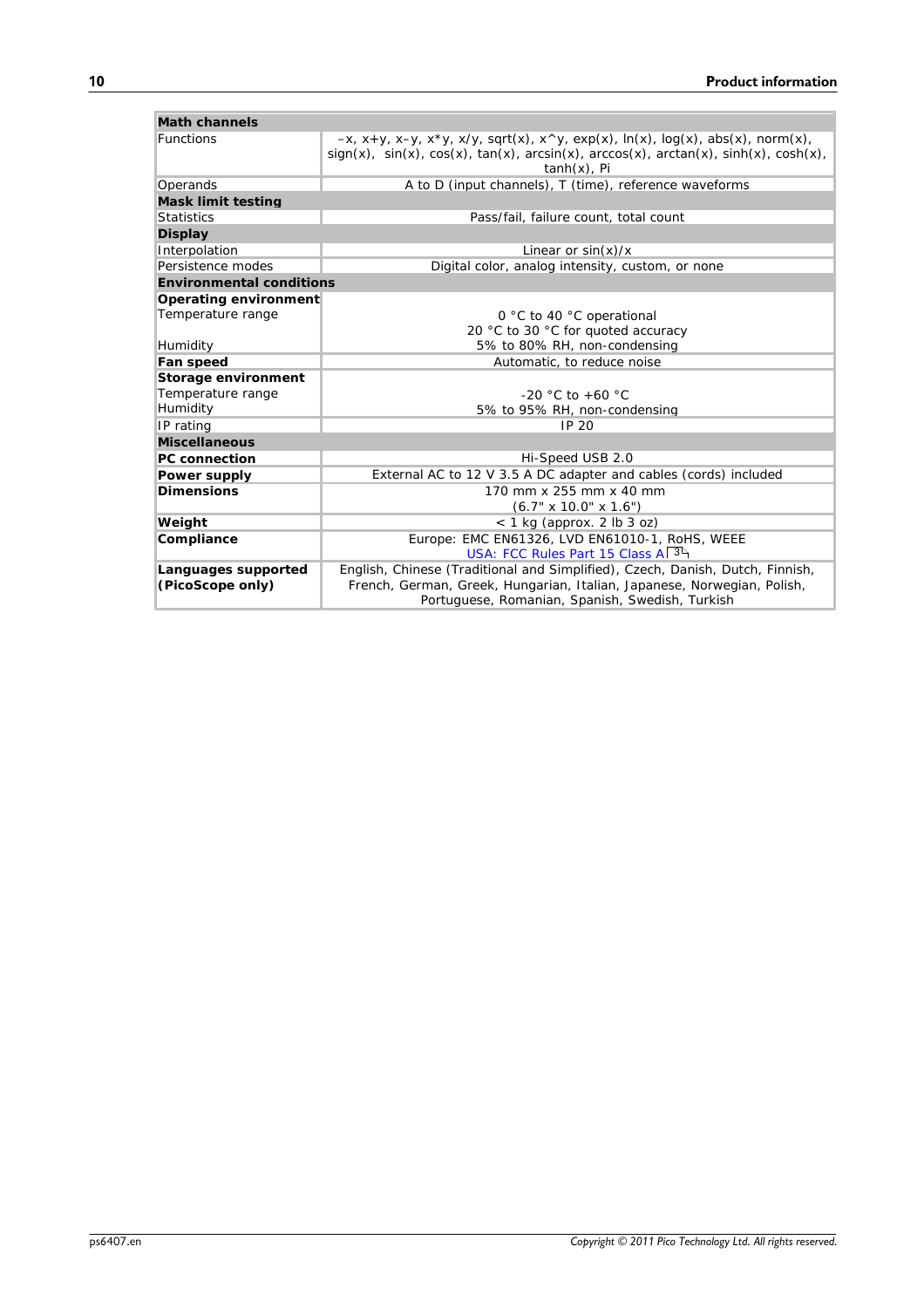| **Math channels** | |
|---|---|
| Functions | –x, x+y, x–y, x*y, x/y, sqrt(x), x^y, exp(x), ln(x), log(x), abs(x), norm(x), sign(x), sin(x), cos(x), tan(x), arcsin(x), arccos(x), arctan(x), sinh(x), cosh(x), tanh(x), Pi |
| Operands | A to D (input channels), T (time), reference waveforms |
| **Mask limit testing** | |
| Statistics | Pass/fail, failure count, total count |
| **Display** | |
| Interpolation | Linear or sin(x)/x |
| Persistence modes | Digital color, analog intensity, custom, or none |
| **Environmental conditions** | |
| **Operating environment** | |
| Temperature range | 0 °C to 40 °C operational<br>20 °C to 30 °C for quoted accuracy |
| Humidity | 5% to 80% RH, non-condensing |
| **Fan speed** | Automatic, to reduce noise |
| **Storage environment** | |
| Temperature range | -20 °C to +60 °C |
| Humidity | 5% to 95% RH, non-condensing |
| IP rating | IP 20 |
| **Miscellaneous** | |
| **PC connection** | Hi-Speed USB 2.0 |
| **Power supply** | External AC to 12 V 3.5 A DC adapter and cables (cords) included |
| **Dimensions** | 170 mm x 255 mm x 40 mm<br>(6.7" x 10.0" x 1.6") |
| **Weight** | < 1 kg (approx. 2 lb 3 oz) |
| **Compliance** | Europe: EMC EN61326, LVD EN61010-1, RoHS, WEEE<br>USA: FCC Rules Part 15 Class A (3) |
| **Languages supported (PicoScope only)** | English, Chinese (Traditional and Simplified), Czech, Danish, Dutch, Finnish, French, German, Greek, Hungarian, Italian, Japanese, Norwegian, Polish, Portuguese, Romanian, Spanish, Swedish, Turkish |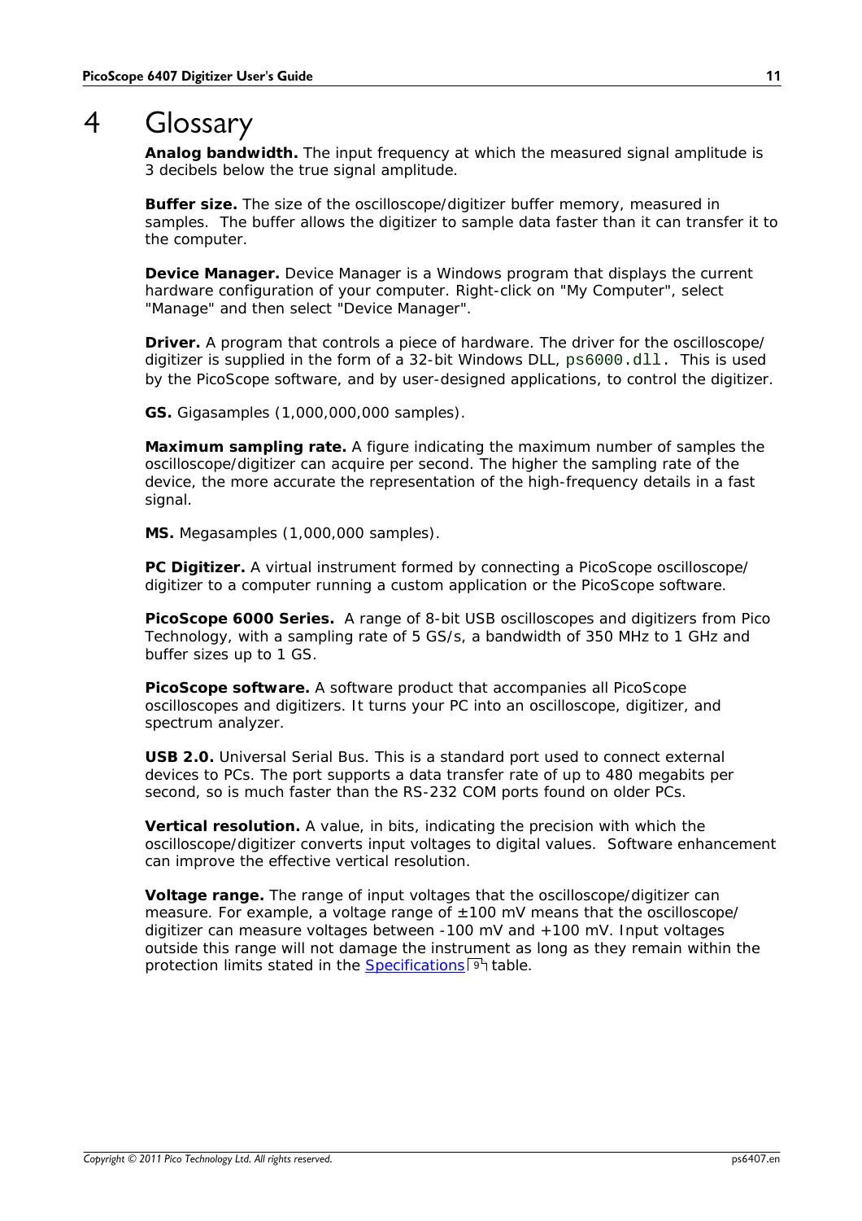# 4 Glossary

**Analog bandwidth.** The input frequency at which the measured signal amplitude is 3 decibels below the true signal amplitude.

**Buffer size.** The size of the oscilloscope/digitizer buffer memory, measured in samples. The buffer allows the digitizer to sample data faster than it can transfer it to the computer.

**Device Manager.** Device Manager is a Windows program that displays the current hardware configuration of your computer. Right-click on "My Computer", select "Manage" and then select "Device Manager".

**Driver.** A program that controls a piece of hardware. The driver for the oscilloscope/ digitizer is supplied in the form of a 32-bit Windows DLL, `ps6000.dll`. This is used by the PicoScope software, and by user-designed applications, to control the digitizer.

**GS.** Gigasamples (1,000,000,000 samples).

**Maximum sampling rate.** A figure indicating the maximum number of samples the oscilloscope/digitizer can acquire per second. The higher the sampling rate of the device, the more accurate the representation of the high-frequency details in a fast signal.

**MS.** Megasamples (1,000,000 samples).

**PC Digitizer.** A virtual instrument formed by connecting a PicoScope oscilloscope/ digitizer to a computer running a custom application or the PicoScope software.

**PicoScope 6000 Series.** A range of 8-bit USB oscilloscopes and digitizers from Pico Technology, with a sampling rate of 5 GS/s, a bandwidth of 350 MHz to 1 GHz and buffer sizes up to 1 GS.

**PicoScope software.** A software product that accompanies all PicoScope oscilloscopes and digitizers. It turns your PC into an oscilloscope, digitizer, and spectrum analyzer.

**USB 2.0.** Universal Serial Bus. This is a standard port used to connect external devices to PCs. The port supports a data transfer rate of up to 480 megabits per second, so is much faster than the RS-232 COM ports found on older PCs.

**Vertical resolution.** A value, in bits, indicating the precision with which the oscilloscope/digitizer converts input voltages to digital values. Software enhancement can improve the effective vertical resolution.

**Voltage range.** The range of input voltages that the oscilloscope/digitizer can measure. For example, a voltage range of ±100 mV means that the oscilloscope/ digitizer can measure voltages between -100 mV and +100 mV. Input voltages outside this range will not damage the instrument as long as they remain within the protection limits stated in the Specifications [9] table.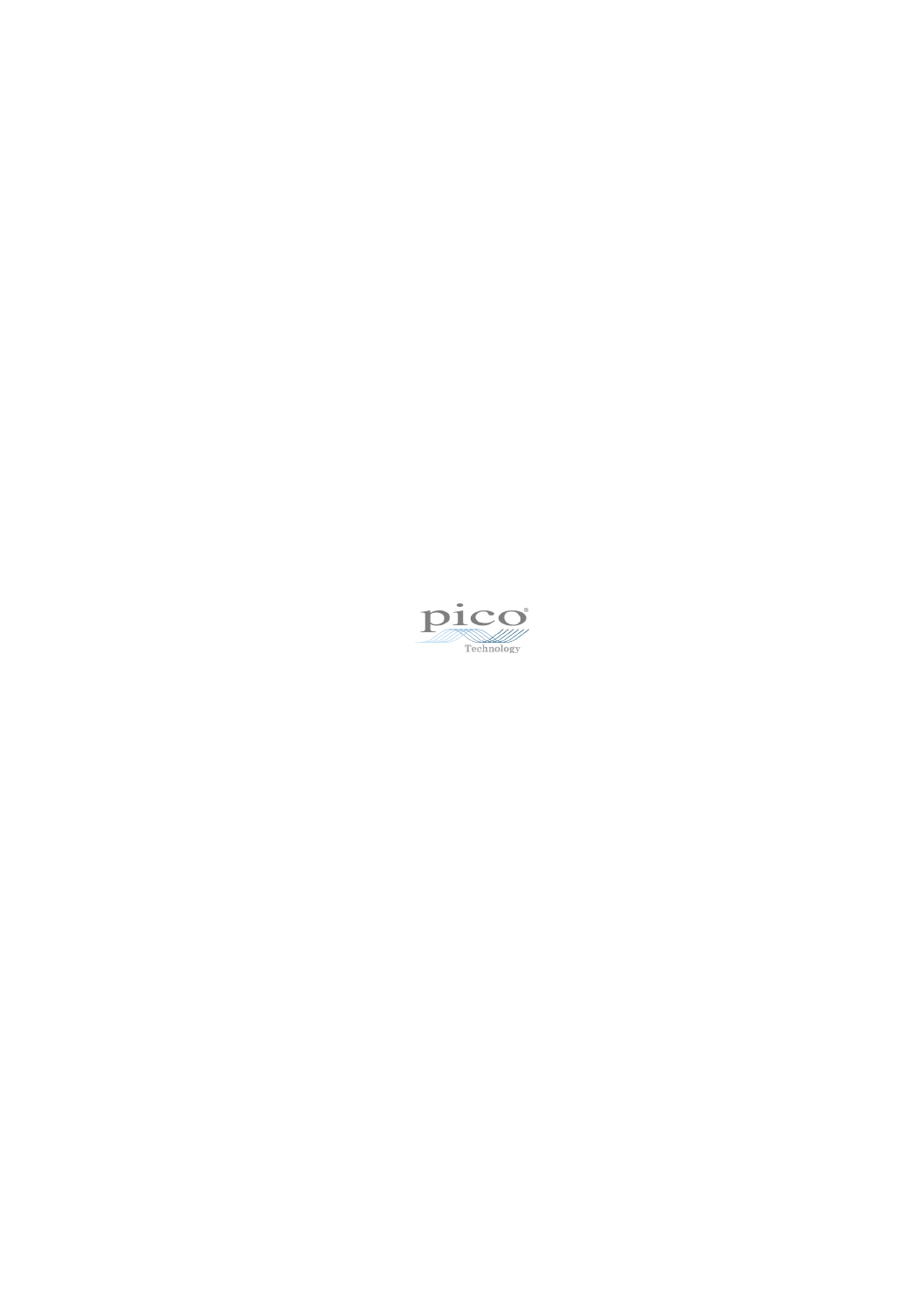pico®

Technology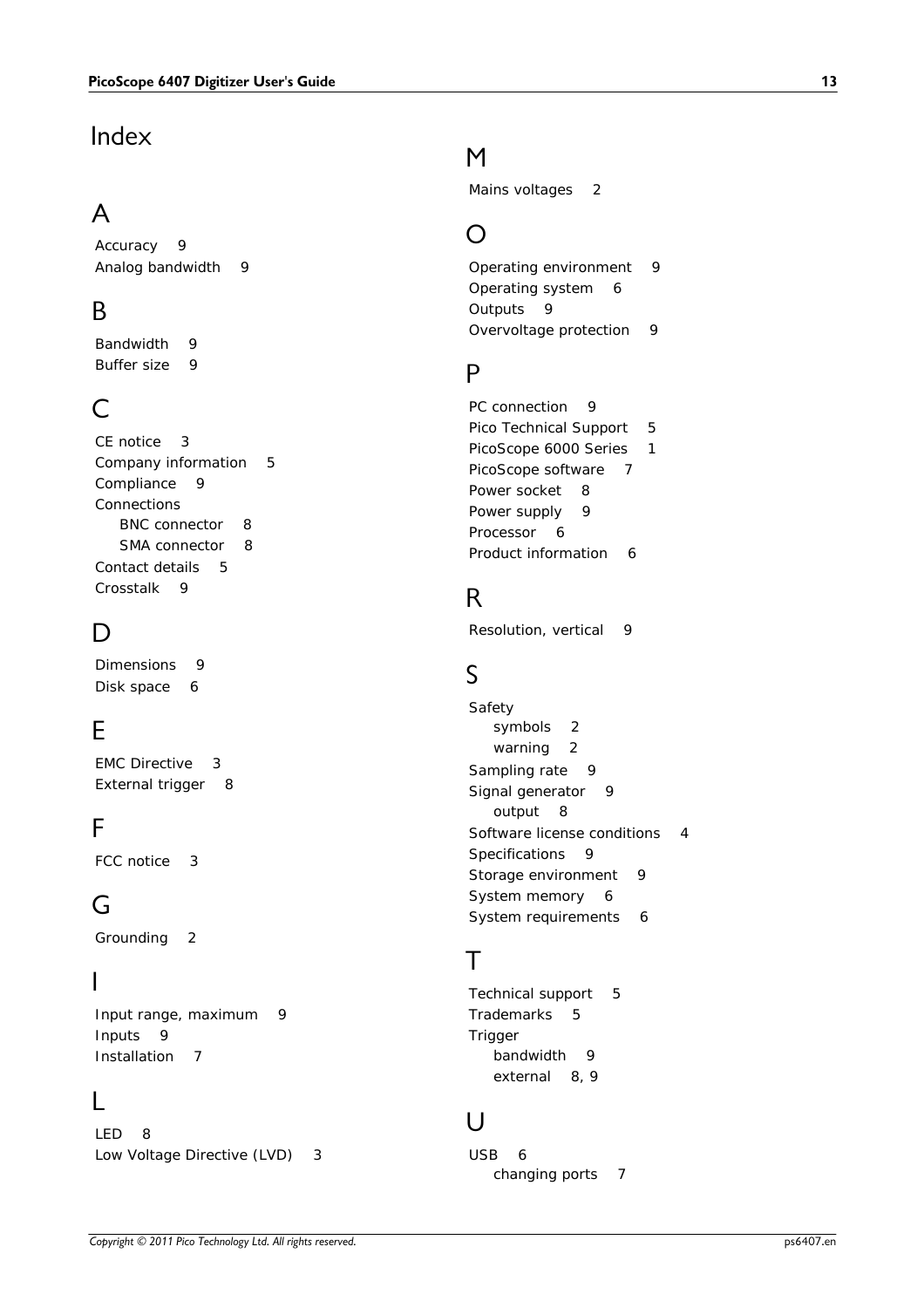# Index

## A

Accuracy 9
Analog bandwidth 9

## B

Bandwidth 9
Buffer size 9

## C

CE notice 3
Company information 5
Compliance 9
Connections
- BNC connector 8
- SMA connector 8

Contact details 5
Crosstalk 9

## D

Dimensions 9
Disk space 6

## E

EMC Directive 3
External trigger 8

## F

FCC notice 3

## G

Grounding 2

## I

Input range, maximum 9
Inputs 9
Installation 7

## L

LED 8
Low Voltage Directive (LVD) 3

## M

Mains voltages 2

## O

Operating environment 9
Operating system 6
Outputs 9
Overvoltage protection 9

## P

PC connection 9
Pico Technical Support 5
PicoScope 6000 Series 1
PicoScope software 7
Power socket 8
Power supply 9
Processor 6
Product information 6

## R

Resolution, vertical 9

## S

Safety
- symbols 2
- warning 2

Sampling rate 9
Signal generator 9
- output 8

Software license conditions 4
Specifications 9
Storage environment 9
System memory 6
System requirements 6

## T

Technical support 5
Trademarks 5
Trigger
- bandwidth 9
- external 8, 9

## U

USB 6
- changing ports 7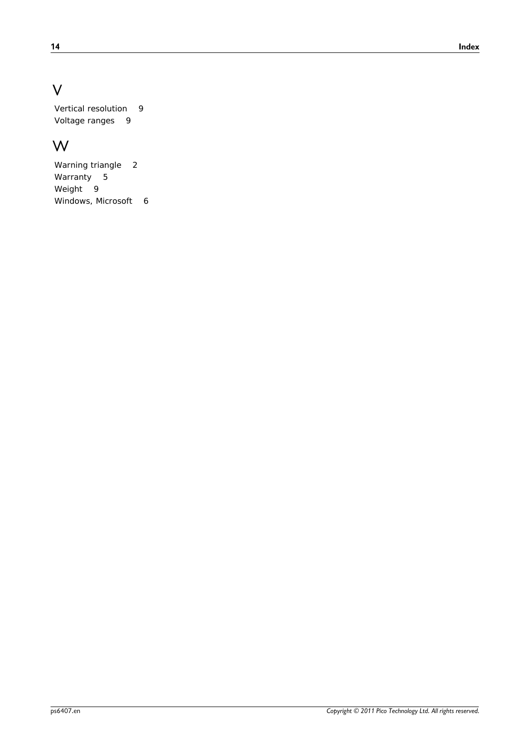# V

Vertical resolution 9
Voltage ranges 9

# W

Warning triangle 2
Warranty 5
Weight 9
Windows, Microsoft 6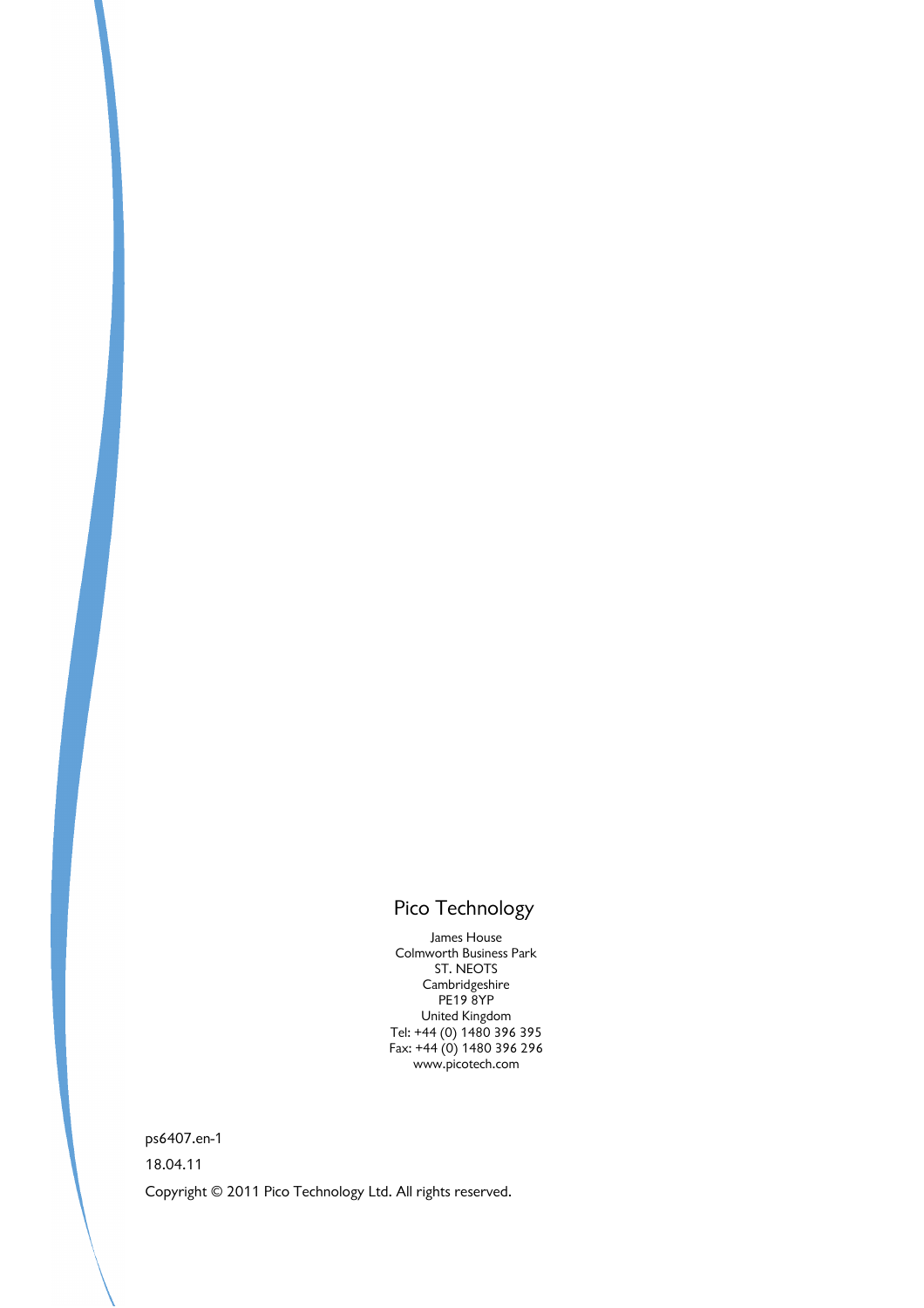Pico Technology

James House
Colmworth Business Park
ST. NEOTS
Cambridgeshire
PE19 8YP
United Kingdom
Tel: +44 (0) 1480 396 395
Fax: +44 (0) 1480 396 296
www.picotech.com

ps6407.en-1

18.04.11

Copyright © 2011 Pico Technology Ltd. All rights reserved.